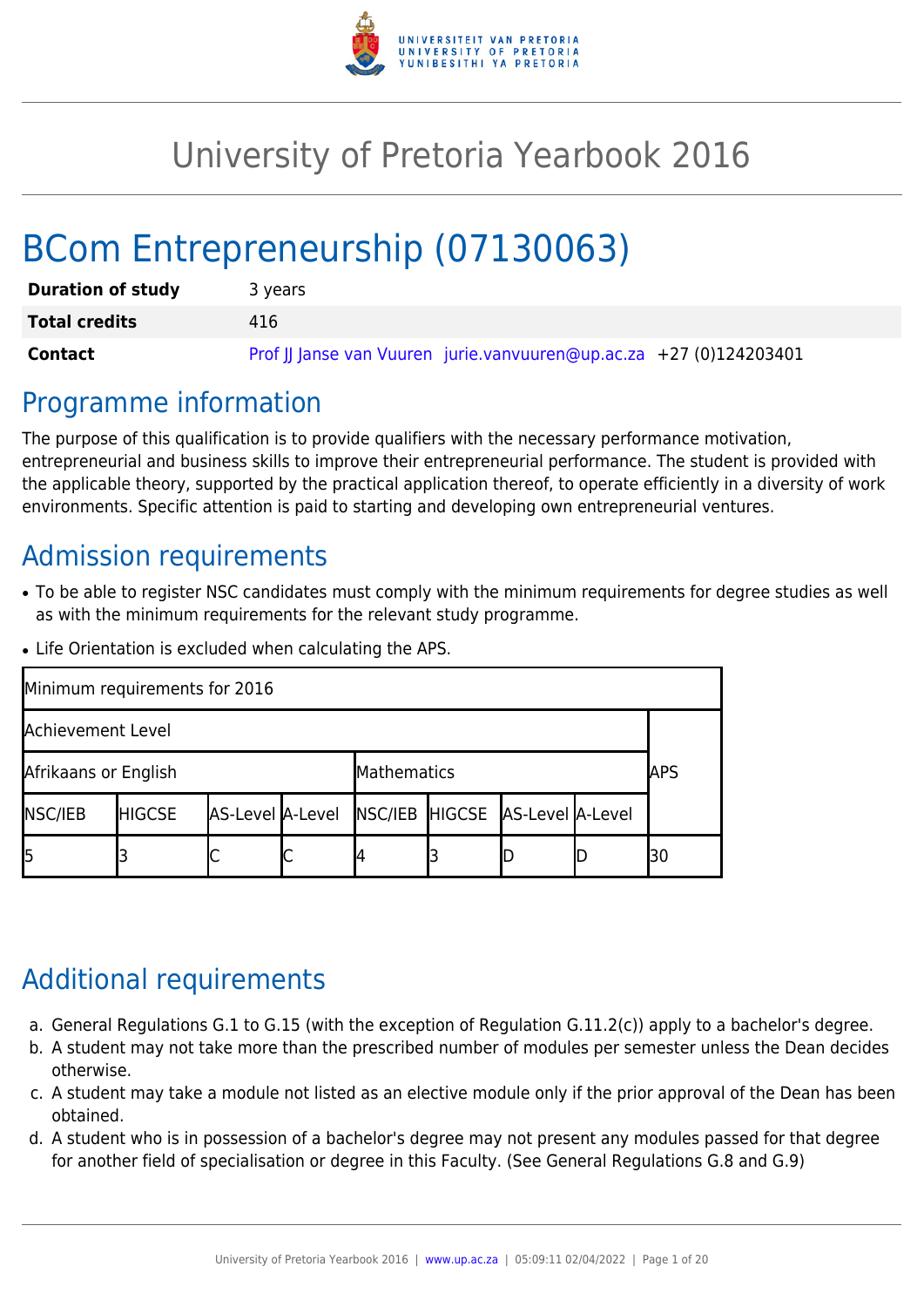# University of Pretoria Yearbook 2016

# BCom Entrepreneurship (07130063)

| | |
|---|---|
| **Duration of study** | 3 years |
| **Total credits** | 416 |
| **Contact** | Prof JJ Janse van Vuuren jurie.vanvuuren@up.ac.za +27 (0)124203401 |

## Programme information

The purpose of this qualification is to provide qualifiers with the necessary performance motivation, entrepreneurial and business skills to improve their entrepreneurial performance. The student is provided with the applicable theory, supported by the practical application thereof, to operate efficiently in a diversity of work environments. Specific attention is paid to starting and developing own entrepreneurial ventures.

## Admission requirements

- To be able to register NSC candidates must comply with the minimum requirements for degree studies as well as with the minimum requirements for the relevant study programme.
- Life Orientation is excluded when calculating the APS.

| Minimum requirements for 2016 | | | | | | | | |
|---|---|---|---|---|---|---|---|---|
| Achievement Level | | | | | | | | APS |
| Afrikaans or English | | | | Mathematics | | | | |
| NSC/IEB | HIGCSE | AS-Level | A-Level | NSC/IEB | HIGCSE | AS-Level | A-Level | |
| 5 | 3 | C | C | 4 | 3 | D | D | 30 |

## Additional requirements

a. General Regulations G.1 to G.15 (with the exception of Regulation G.11.2(c)) apply to a bachelor's degree.
b. A student may not take more than the prescribed number of modules per semester unless the Dean decides otherwise.
c. A student may take a module not listed as an elective module only if the prior approval of the Dean has been obtained.
d. A student who is in possession of a bachelor's degree may not present any modules passed for that degree for another field of specialisation or degree in this Faculty. (See General Regulations G.8 and G.9)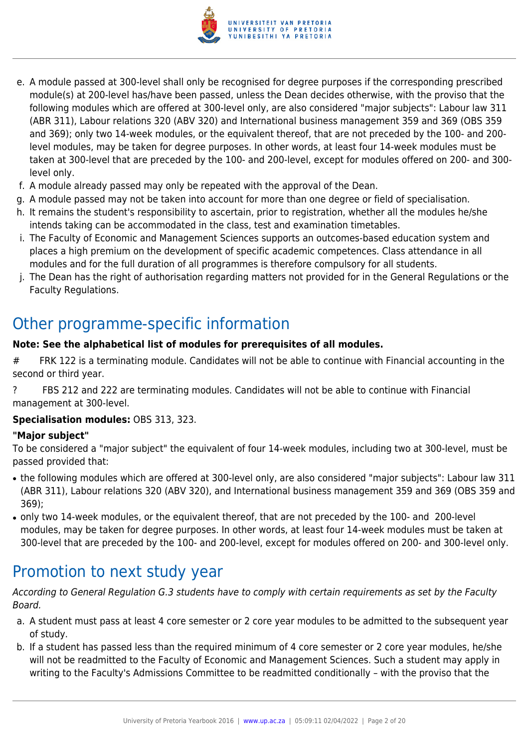e. A module passed at 300-level shall only be recognised for degree purposes if the corresponding prescribed module(s) at 200-level has/have been passed, unless the Dean decides otherwise, with the proviso that the following modules which are offered at 300-level only, are also considered "major subjects": Labour law 311 (ABR 311), Labour relations 320 (ABV 320) and International business management 359 and 369 (OBS 359 and 369); only two 14-week modules, or the equivalent thereof, that are not preceded by the 100- and 200-level modules, may be taken for degree purposes. In other words, at least four 14-week modules must be taken at 300-level that are preceded by the 100- and 200-level, except for modules offered on 200- and 300-level only.
f. A module already passed may only be repeated with the approval of the Dean.
g. A module passed may not be taken into account for more than one degree or field of specialisation.
h. It remains the student's responsibility to ascertain, prior to registration, whether all the modules he/she intends taking can be accommodated in the class, test and examination timetables.
i. The Faculty of Economic and Management Sciences supports an outcomes-based education system and places a high premium on the development of specific academic competences. Class attendance in all modules and for the full duration of all programmes is therefore compulsory for all students.
j. The Dean has the right of authorisation regarding matters not provided for in the General Regulations or the Faculty Regulations.

## Other programme-specific information

**Note: See the alphabetical list of modules for prerequisites of all modules.**

# FRK 122 is a terminating module. Candidates will not be able to continue with Financial accounting in the second or third year.

? FBS 212 and 222 are terminating modules. Candidates will not be able to continue with Financial management at 300-level.

**Specialisation modules:** OBS 313, 323.

**"Major subject"**

To be considered a "major subject" the equivalent of four 14-week modules, including two at 300-level, must be passed provided that:

- the following modules which are offered at 300-level only, are also considered "major subjects": Labour law 311 (ABR 311), Labour relations 320 (ABV 320), and International business management 359 and 369 (OBS 359 and 369);
- only two 14-week modules, or the equivalent thereof, that are not preceded by the 100- and 200-level modules, may be taken for degree purposes. In other words, at least four 14-week modules must be taken at 300-level that are preceded by the 100- and 200-level, except for modules offered on 200- and 300-level only.

## Promotion to next study year

*According to General Regulation G.3 students have to comply with certain requirements as set by the Faculty Board.*

a. A student must pass at least 4 core semester or 2 core year modules to be admitted to the subsequent year of study.
b. If a student has passed less than the required minimum of 4 core semester or 2 core year modules, he/she will not be readmitted to the Faculty of Economic and Management Sciences. Such a student may apply in writing to the Faculty's Admissions Committee to be readmitted conditionally – with the proviso that the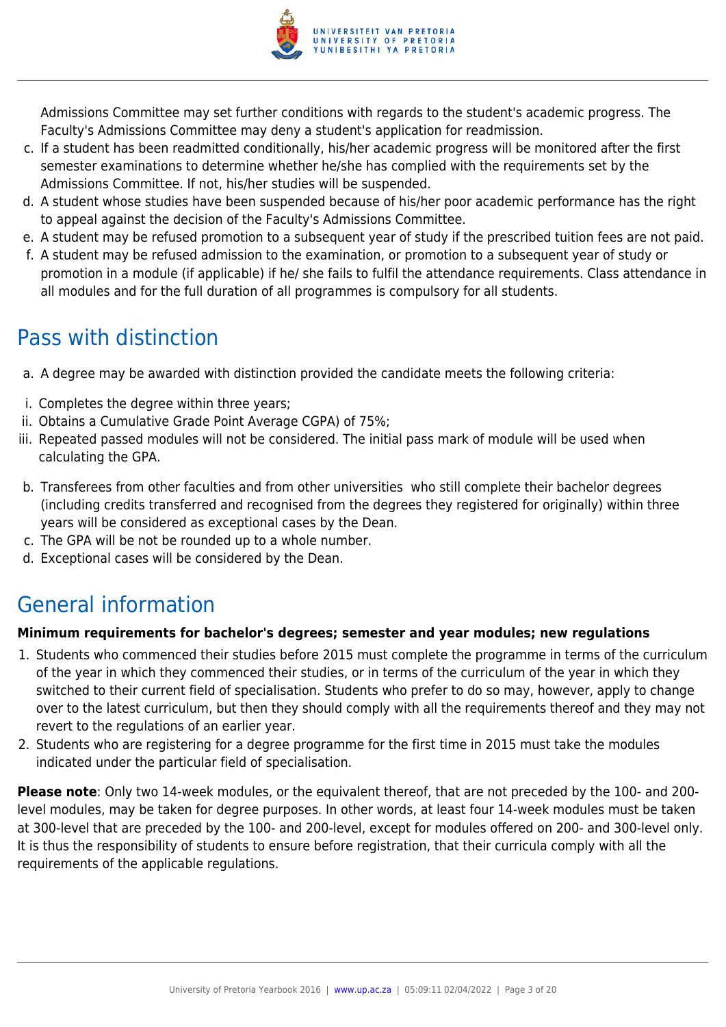Admissions Committee may set further conditions with regards to the student's academic progress. The Faculty's Admissions Committee may deny a student's application for readmission.

c. If a student has been readmitted conditionally, his/her academic progress will be monitored after the first semester examinations to determine whether he/she has complied with the requirements set by the Admissions Committee. If not, his/her studies will be suspended.
d. A student whose studies have been suspended because of his/her poor academic performance has the right to appeal against the decision of the Faculty's Admissions Committee.
e. A student may be refused promotion to a subsequent year of study if the prescribed tuition fees are not paid.
f. A student may be refused admission to the examination, or promotion to a subsequent year of study or promotion in a module (if applicable) if he/ she fails to fulfil the attendance requirements. Class attendance in all modules and for the full duration of all programmes is compulsory for all students.

## Pass with distinction

a. A degree may be awarded with distinction provided the candidate meets the following criteria:

i. Completes the degree within three years;
ii. Obtains a Cumulative Grade Point Average CGPA) of 75%;
iii. Repeated passed modules will not be considered. The initial pass mark of module will be used when calculating the GPA.

b. Transferees from other faculties and from other universities who still complete their bachelor degrees (including credits transferred and recognised from the degrees they registered for originally) within three years will be considered as exceptional cases by the Dean.
c. The GPA will be not be rounded up to a whole number.
d. Exceptional cases will be considered by the Dean.

## General information

**Minimum requirements for bachelor's degrees; semester and year modules; new regulations**

1. Students who commenced their studies before 2015 must complete the programme in terms of the curriculum of the year in which they commenced their studies, or in terms of the curriculum of the year in which they switched to their current field of specialisation. Students who prefer to do so may, however, apply to change over to the latest curriculum, but then they should comply with all the requirements thereof and they may not revert to the regulations of an earlier year.
2. Students who are registering for a degree programme for the first time in 2015 must take the modules indicated under the particular field of specialisation.

**Please note**: Only two 14-week modules, or the equivalent thereof, that are not preceded by the 100- and 200-level modules, may be taken for degree purposes. In other words, at least four 14-week modules must be taken at 300-level that are preceded by the 100- and 200-level, except for modules offered on 200- and 300-level only. It is thus the responsibility of students to ensure before registration, that their curricula comply with all the requirements of the applicable regulations.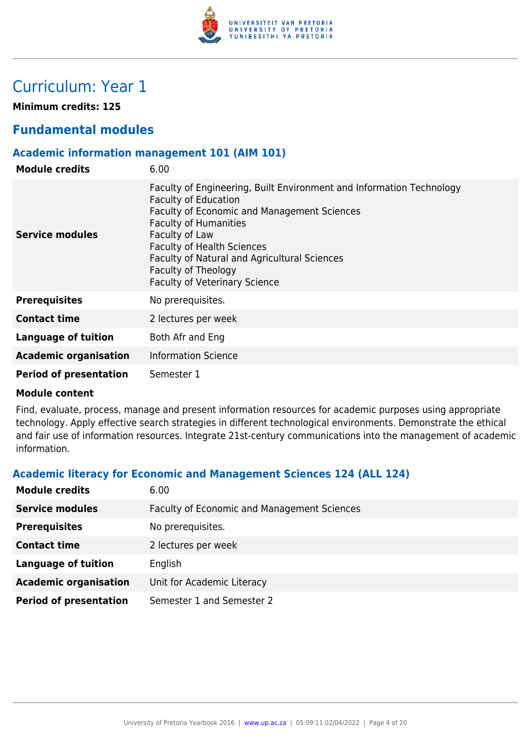# Curriculum: Year 1

**Minimum credits: 125**

## Fundamental modules

### Academic information management 101 (AIM 101)

| | |
|---|---|
| **Module credits** | 6.00 |
| **Service modules** | Faculty of Engineering, Built Environment and Information Technology<br>Faculty of Education<br>Faculty of Economic and Management Sciences<br>Faculty of Humanities<br>Faculty of Law<br>Faculty of Health Sciences<br>Faculty of Natural and Agricultural Sciences<br>Faculty of Theology<br>Faculty of Veterinary Science |
| **Prerequisites** | No prerequisites. |
| **Contact time** | 2 lectures per week |
| **Language of tuition** | Both Afr and Eng |
| **Academic organisation** | Information Science |
| **Period of presentation** | Semester 1 |

**Module content**

Find, evaluate, process, manage and present information resources for academic purposes using appropriate technology. Apply effective search strategies in different technological environments. Demonstrate the ethical and fair use of information resources. Integrate 21st-century communications into the management of academic information.

### Academic literacy for Economic and Management Sciences 124 (ALL 124)

| | |
|---|---|
| **Module credits** | 6.00 |
| **Service modules** | Faculty of Economic and Management Sciences |
| **Prerequisites** | No prerequisites. |
| **Contact time** | 2 lectures per week |
| **Language of tuition** | English |
| **Academic organisation** | Unit for Academic Literacy |
| **Period of presentation** | Semester 1 and Semester 2 |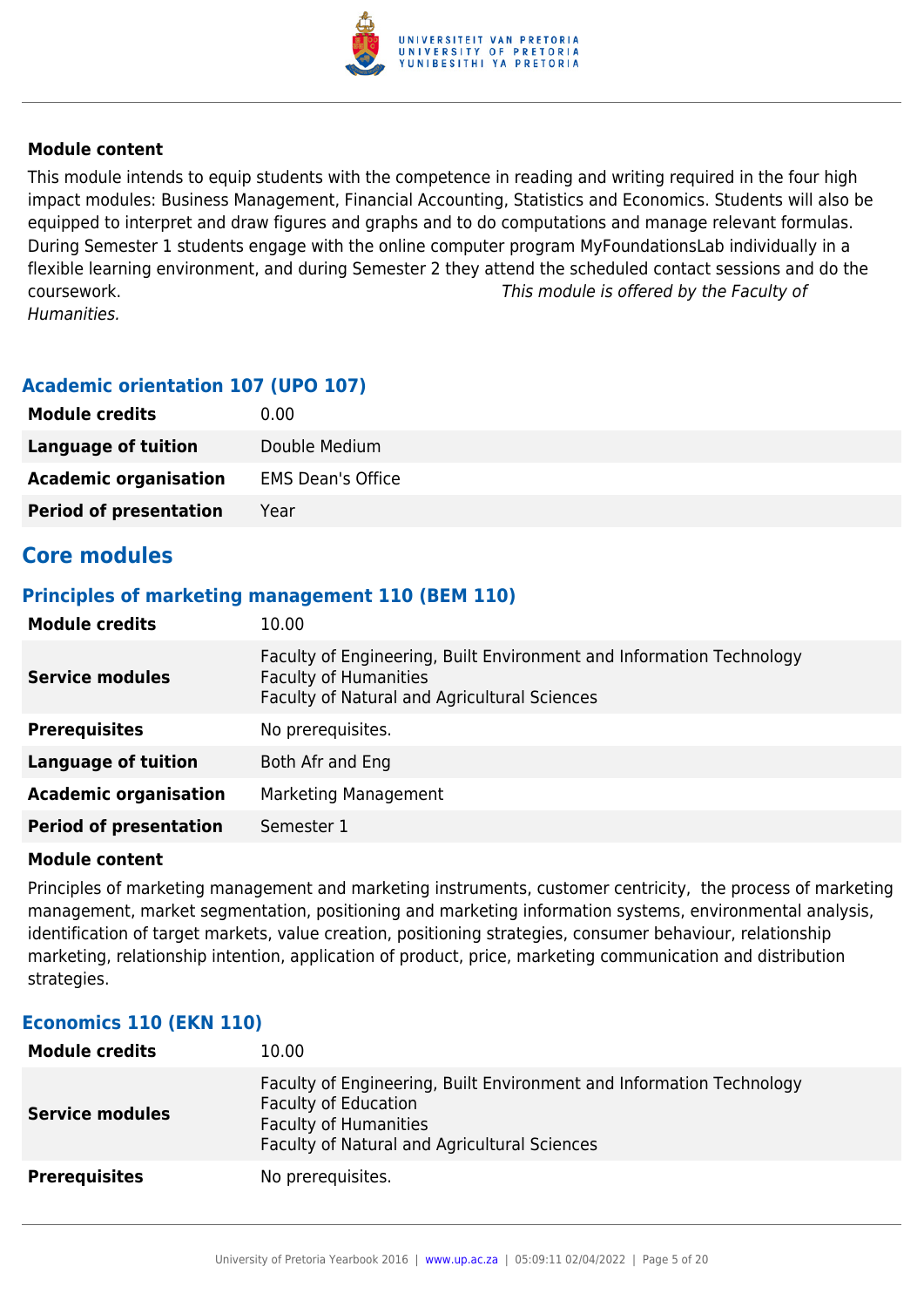#### Module content

This module intends to equip students with the competence in reading and writing required in the four high impact modules: Business Management, Financial Accounting, Statistics and Economics. Students will also be equipped to interpret and draw figures and graphs and to do computations and manage relevant formulas. During Semester 1 students engage with the online computer program MyFoundationsLab individually in a flexible learning environment, and during Semester 2 they attend the scheduled contact sessions and do the coursework. *This module is offered by the Faculty of Humanities.*

### Academic orientation 107 (UPO 107)

| | |
|---|---|
| **Module credits** | 0.00 |
| **Language of tuition** | Double Medium |
| **Academic organisation** | EMS Dean's Office |
| **Period of presentation** | Year |

## Core modules

### Principles of marketing management 110 (BEM 110)

| | |
|---|---|
| **Module credits** | 10.00 |
| **Service modules** | Faculty of Engineering, Built Environment and Information Technology<br>Faculty of Humanities<br>Faculty of Natural and Agricultural Sciences |
| **Prerequisites** | No prerequisites. |
| **Language of tuition** | Both Afr and Eng |
| **Academic organisation** | Marketing Management |
| **Period of presentation** | Semester 1 |

#### Module content

Principles of marketing management and marketing instruments, customer centricity, the process of marketing management, market segmentation, positioning and marketing information systems, environmental analysis, identification of target markets, value creation, positioning strategies, consumer behaviour, relationship marketing, relationship intention, application of product, price, marketing communication and distribution strategies.

### Economics 110 (EKN 110)

| | |
|---|---|
| **Module credits** | 10.00 |
| **Service modules** | Faculty of Engineering, Built Environment and Information Technology<br>Faculty of Education<br>Faculty of Humanities<br>Faculty of Natural and Agricultural Sciences |
| **Prerequisites** | No prerequisites. |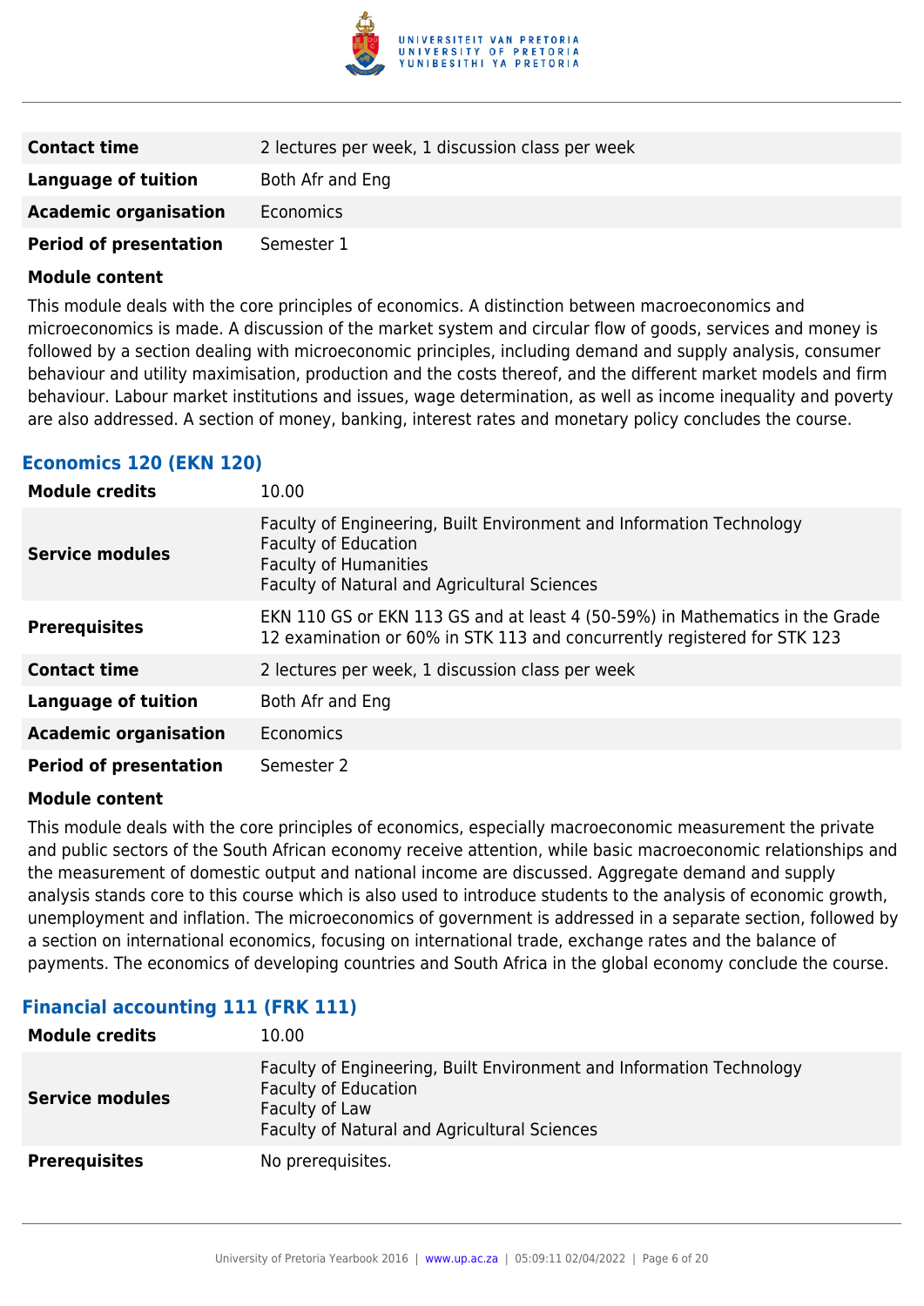| | |
|---|---|
| **Contact time** | 2 lectures per week, 1 discussion class per week |
| **Language of tuition** | Both Afr and Eng |
| **Academic organisation** | Economics |
| **Period of presentation** | Semester 1 |

**Module content**

This module deals with the core principles of economics. A distinction between macroeconomics and microeconomics is made. A discussion of the market system and circular flow of goods, services and money is followed by a section dealing with microeconomic principles, including demand and supply analysis, consumer behaviour and utility maximisation, production and the costs thereof, and the different market models and firm behaviour. Labour market institutions and issues, wage determination, as well as income inequality and poverty are also addressed. A section of money, banking, interest rates and monetary policy concludes the course.

### Economics 120 (EKN 120)

| | |
|---|---|
| **Module credits** | 10.00 |
| **Service modules** | Faculty of Engineering, Built Environment and Information Technology<br>Faculty of Education<br>Faculty of Humanities<br>Faculty of Natural and Agricultural Sciences |
| **Prerequisites** | EKN 110 GS or EKN 113 GS and at least 4 (50-59%) in Mathematics in the Grade 12 examination or 60% in STK 113 and concurrently registered for STK 123 |
| **Contact time** | 2 lectures per week, 1 discussion class per week |
| **Language of tuition** | Both Afr and Eng |
| **Academic organisation** | Economics |
| **Period of presentation** | Semester 2 |

**Module content**

This module deals with the core principles of economics, especially macroeconomic measurement the private and public sectors of the South African economy receive attention, while basic macroeconomic relationships and the measurement of domestic output and national income are discussed. Aggregate demand and supply analysis stands core to this course which is also used to introduce students to the analysis of economic growth, unemployment and inflation. The microeconomics of government is addressed in a separate section, followed by a section on international economics, focusing on international trade, exchange rates and the balance of payments. The economics of developing countries and South Africa in the global economy conclude the course.

### Financial accounting 111 (FRK 111)

| | |
|---|---|
| **Module credits** | 10.00 |
| **Service modules** | Faculty of Engineering, Built Environment and Information Technology<br>Faculty of Education<br>Faculty of Law<br>Faculty of Natural and Agricultural Sciences |
| **Prerequisites** | No prerequisites. |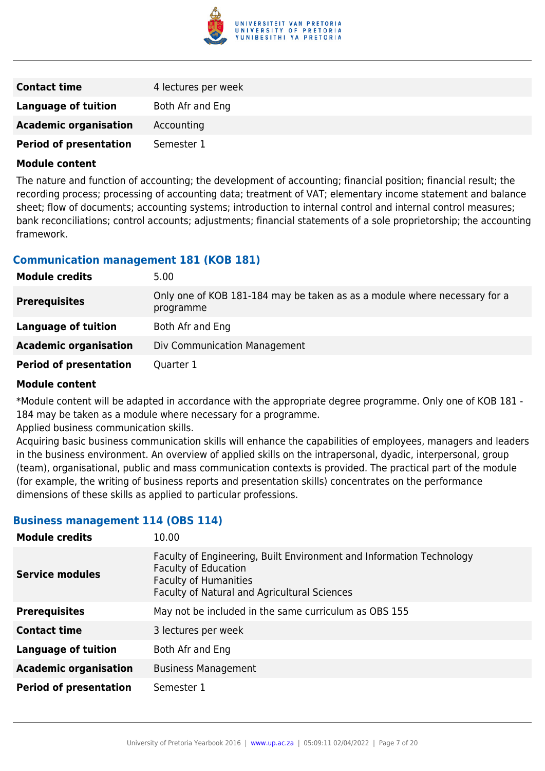| | |
|---|---|
| **Contact time** | 4 lectures per week |
| **Language of tuition** | Both Afr and Eng |
| **Academic organisation** | Accounting |
| **Period of presentation** | Semester 1 |

**Module content**

The nature and function of accounting; the development of accounting; financial position; financial result; the recording process; processing of accounting data; treatment of VAT; elementary income statement and balance sheet; flow of documents; accounting systems; introduction to internal control and internal control measures; bank reconciliations; control accounts; adjustments; financial statements of a sole proprietorship; the accounting framework.

### Communication management 181 (KOB 181)

| | |
|---|---|
| **Module credits** | 5.00 |
| **Prerequisites** | Only one of KOB 181-184 may be taken as as a module where necessary for a programme |
| **Language of tuition** | Both Afr and Eng |
| **Academic organisation** | Div Communication Management |
| **Period of presentation** | Quarter 1 |

**Module content**

*Module content will be adapted in accordance with the appropriate degree programme. Only one of KOB 181 - 184 may be taken as a module where necessary for a programme.
Applied business communication skills.
Acquiring basic business communication skills will enhance the capabilities of employees, managers and leaders in the business environment. An overview of applied skills on the intrapersonal, dyadic, interpersonal, group (team), organisational, public and mass communication contexts is provided. The practical part of the module (for example, the writing of business reports and presentation skills) concentrates on the performance dimensions of these skills as applied to particular professions.

### Business management 114 (OBS 114)

| | |
|---|---|
| **Module credits** | 10.00 |
| **Service modules** | Faculty of Engineering, Built Environment and Information Technology<br>Faculty of Education<br>Faculty of Humanities<br>Faculty of Natural and Agricultural Sciences |
| **Prerequisites** | May not be included in the same curriculum as OBS 155 |
| **Contact time** | 3 lectures per week |
| **Language of tuition** | Both Afr and Eng |
| **Academic organisation** | Business Management |
| **Period of presentation** | Semester 1 |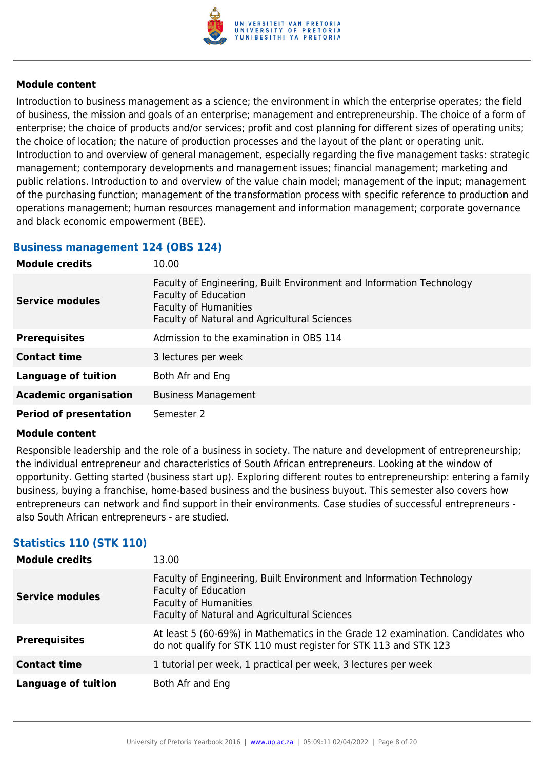**Module content**

Introduction to business management as a science; the environment in which the enterprise operates; the field of business, the mission and goals of an enterprise; management and entrepreneurship. The choice of a form of enterprise; the choice of products and/or services; profit and cost planning for different sizes of operating units; the choice of location; the nature of production processes and the layout of the plant or operating unit. Introduction to and overview of general management, especially regarding the five management tasks: strategic management; contemporary developments and management issues; financial management; marketing and public relations. Introduction to and overview of the value chain model; management of the input; management of the purchasing function; management of the transformation process with specific reference to production and operations management; human resources management and information management; corporate governance and black economic empowerment (BEE).

### Business management 124 (OBS 124)

| | |
|---|---|
| **Module credits** | 10.00 |
| **Service modules** | Faculty of Engineering, Built Environment and Information Technology<br>Faculty of Education<br>Faculty of Humanities<br>Faculty of Natural and Agricultural Sciences |
| **Prerequisites** | Admission to the examination in OBS 114 |
| **Contact time** | 3 lectures per week |
| **Language of tuition** | Both Afr and Eng |
| **Academic organisation** | Business Management |
| **Period of presentation** | Semester 2 |

**Module content**

Responsible leadership and the role of a business in society. The nature and development of entrepreneurship; the individual entrepreneur and characteristics of South African entrepreneurs. Looking at the window of opportunity. Getting started (business start up). Exploring different routes to entrepreneurship: entering a family business, buying a franchise, home-based business and the business buyout. This semester also covers how entrepreneurs can network and find support in their environments. Case studies of successful entrepreneurs - also South African entrepreneurs - are studied.

### Statistics 110 (STK 110)

| | |
|---|---|
| **Module credits** | 13.00 |
| **Service modules** | Faculty of Engineering, Built Environment and Information Technology<br>Faculty of Education<br>Faculty of Humanities<br>Faculty of Natural and Agricultural Sciences |
| **Prerequisites** | At least 5 (60-69%) in Mathematics in the Grade 12 examination. Candidates who do not qualify for STK 110 must register for STK 113 and STK 123 |
| **Contact time** | 1 tutorial per week, 1 practical per week, 3 lectures per week |
| **Language of tuition** | Both Afr and Eng |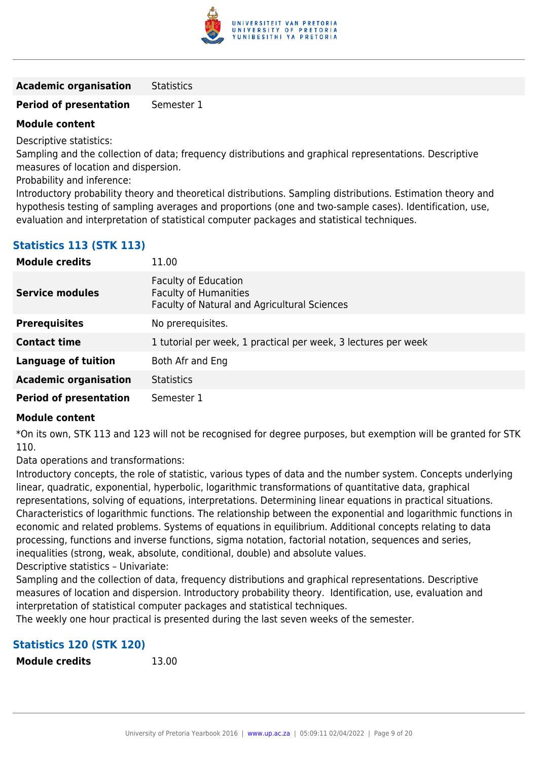| | |
|---|---|
| **Academic organisation** | Statistics |
| **Period of presentation** | Semester 1 |

**Module content**

Descriptive statistics:
Sampling and the collection of data; frequency distributions and graphical representations. Descriptive measures of location and dispersion.
Probability and inference:
Introductory probability theory and theoretical distributions. Sampling distributions. Estimation theory and hypothesis testing of sampling averages and proportions (one and two-sample cases). Identification, use, evaluation and interpretation of statistical computer packages and statistical techniques.

### Statistics 113 (STK 113)

| | |
|---|---|
| **Module credits** | 11.00 |
| **Service modules** | Faculty of Education<br>Faculty of Humanities<br>Faculty of Natural and Agricultural Sciences |
| **Prerequisites** | No prerequisites. |
| **Contact time** | 1 tutorial per week, 1 practical per week, 3 lectures per week |
| **Language of tuition** | Both Afr and Eng |
| **Academic organisation** | Statistics |
| **Period of presentation** | Semester 1 |

**Module content**

*On its own, STK 113 and 123 will not be recognised for degree purposes, but exemption will be granted for STK 110.
Data operations and transformations:
Introductory concepts, the role of statistic, various types of data and the number system. Concepts underlying linear, quadratic, exponential, hyperbolic, logarithmic transformations of quantitative data, graphical representations, solving of equations, interpretations. Determining linear equations in practical situations. Characteristics of logarithmic functions. The relationship between the exponential and logarithmic functions in economic and related problems. Systems of equations in equilibrium. Additional concepts relating to data processing, functions and inverse functions, sigma notation, factorial notation, sequences and series, inequalities (strong, weak, absolute, conditional, double) and absolute values.
Descriptive statistics – Univariate:
Sampling and the collection of data, frequency distributions and graphical representations. Descriptive measures of location and dispersion. Introductory probability theory. Identification, use, evaluation and interpretation of statistical computer packages and statistical techniques.
The weekly one hour practical is presented during the last seven weeks of the semester.

### Statistics 120 (STK 120)

| | |
|---|---|
| **Module credits** | 13.00 |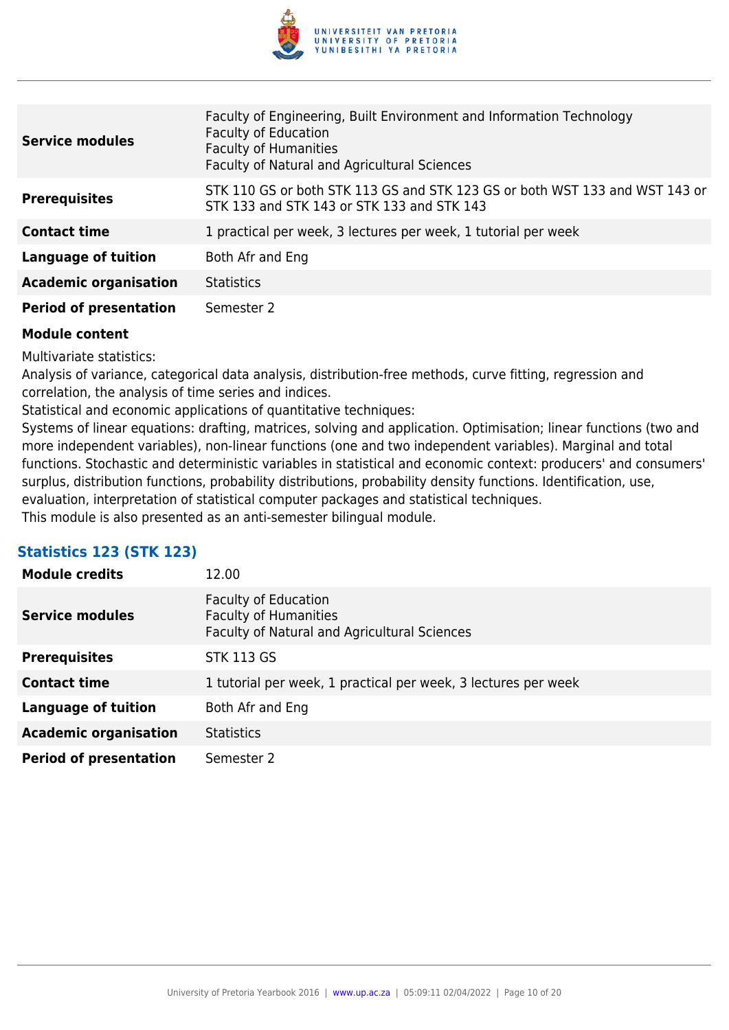| | |
|---|---|
| **Service modules** | Faculty of Engineering, Built Environment and Information Technology<br>Faculty of Education<br>Faculty of Humanities<br>Faculty of Natural and Agricultural Sciences |
| **Prerequisites** | STK 110 GS or both STK 113 GS and STK 123 GS or both WST 133 and WST 143 or STK 133 and STK 143 or STK 133 and STK 143 |
| **Contact time** | 1 practical per week, 3 lectures per week, 1 tutorial per week |
| **Language of tuition** | Both Afr and Eng |
| **Academic organisation** | Statistics |
| **Period of presentation** | Semester 2 |

**Module content**

Multivariate statistics:
Analysis of variance, categorical data analysis, distribution-free methods, curve fitting, regression and correlation, the analysis of time series and indices.
Statistical and economic applications of quantitative techniques:
Systems of linear equations: drafting, matrices, solving and application. Optimisation; linear functions (two and more independent variables), non-linear functions (one and two independent variables). Marginal and total functions. Stochastic and deterministic variables in statistical and economic context: producers' and consumers' surplus, distribution functions, probability distributions, probability density functions. Identification, use, evaluation, interpretation of statistical computer packages and statistical techniques.
This module is also presented as an anti-semester bilingual module.

### Statistics 123 (STK 123)

| | |
|---|---|
| **Module credits** | 12.00 |
| **Service modules** | Faculty of Education<br>Faculty of Humanities<br>Faculty of Natural and Agricultural Sciences |
| **Prerequisites** | STK 113 GS |
| **Contact time** | 1 tutorial per week, 1 practical per week, 3 lectures per week |
| **Language of tuition** | Both Afr and Eng |
| **Academic organisation** | Statistics |
| **Period of presentation** | Semester 2 |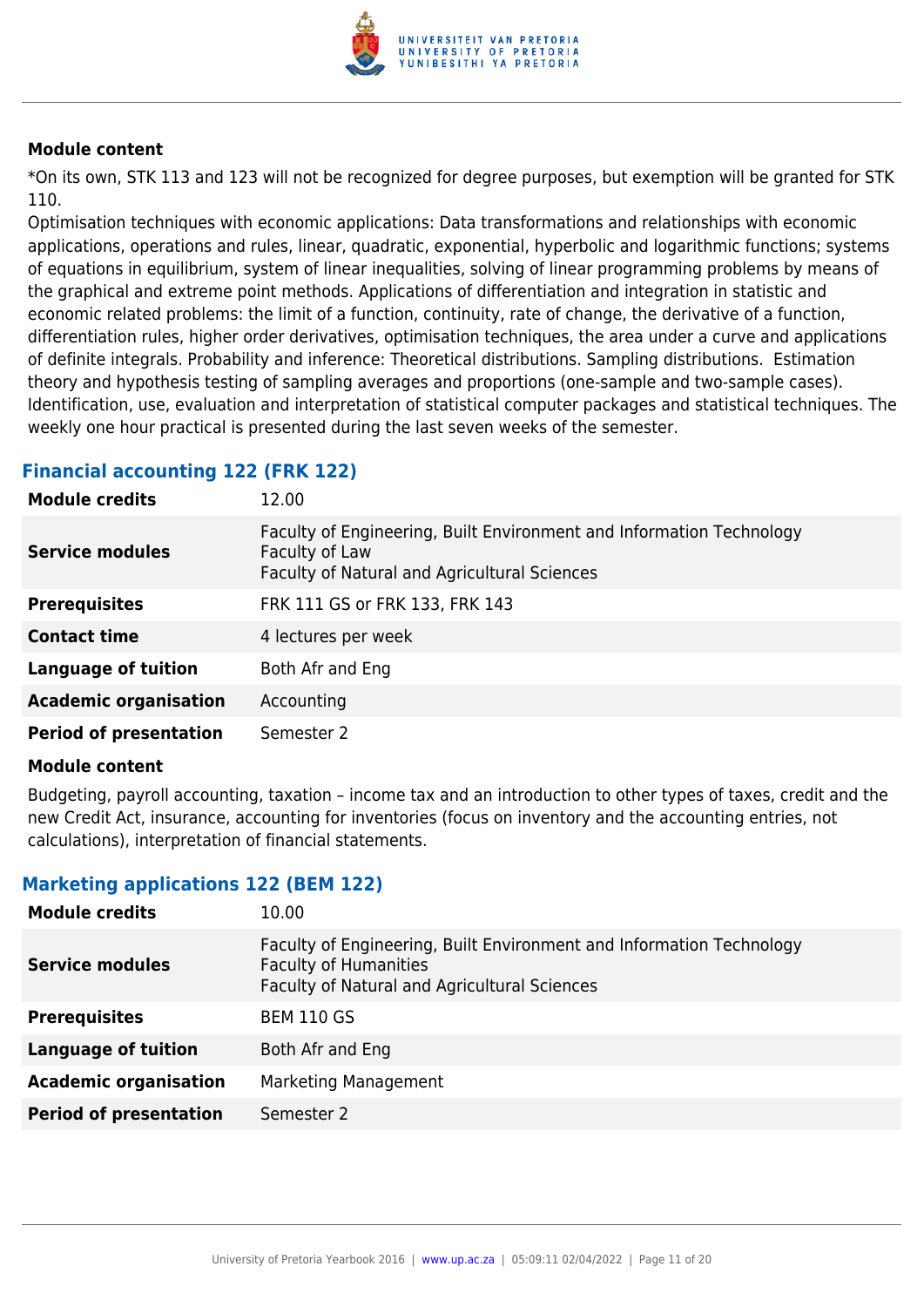**Module content**

*On its own, STK 113 and 123 will not be recognized for degree purposes, but exemption will be granted for STK 110.

Optimisation techniques with economic applications: Data transformations and relationships with economic applications, operations and rules, linear, quadratic, exponential, hyperbolic and logarithmic functions; systems of equations in equilibrium, system of linear inequalities, solving of linear programming problems by means of the graphical and extreme point methods. Applications of differentiation and integration in statistic and economic related problems: the limit of a function, continuity, rate of change, the derivative of a function, differentiation rules, higher order derivatives, optimisation techniques, the area under a curve and applications of definite integrals. Probability and inference: Theoretical distributions. Sampling distributions. Estimation theory and hypothesis testing of sampling averages and proportions (one-sample and two-sample cases). Identification, use, evaluation and interpretation of statistical computer packages and statistical techniques. The weekly one hour practical is presented during the last seven weeks of the semester.

### Financial accounting 122 (FRK 122)

| | |
|---|---|
| **Module credits** | 12.00 |
| **Service modules** | Faculty of Engineering, Built Environment and Information Technology<br>Faculty of Law<br>Faculty of Natural and Agricultural Sciences |
| **Prerequisites** | FRK 111 GS or FRK 133, FRK 143 |
| **Contact time** | 4 lectures per week |
| **Language of tuition** | Both Afr and Eng |
| **Academic organisation** | Accounting |
| **Period of presentation** | Semester 2 |

**Module content**

Budgeting, payroll accounting, taxation – income tax and an introduction to other types of taxes, credit and the new Credit Act, insurance, accounting for inventories (focus on inventory and the accounting entries, not calculations), interpretation of financial statements.

### Marketing applications 122 (BEM 122)

| | |
|---|---|
| **Module credits** | 10.00 |
| **Service modules** | Faculty of Engineering, Built Environment and Information Technology<br>Faculty of Humanities<br>Faculty of Natural and Agricultural Sciences |
| **Prerequisites** | BEM 110 GS |
| **Language of tuition** | Both Afr and Eng |
| **Academic organisation** | Marketing Management |
| **Period of presentation** | Semester 2 |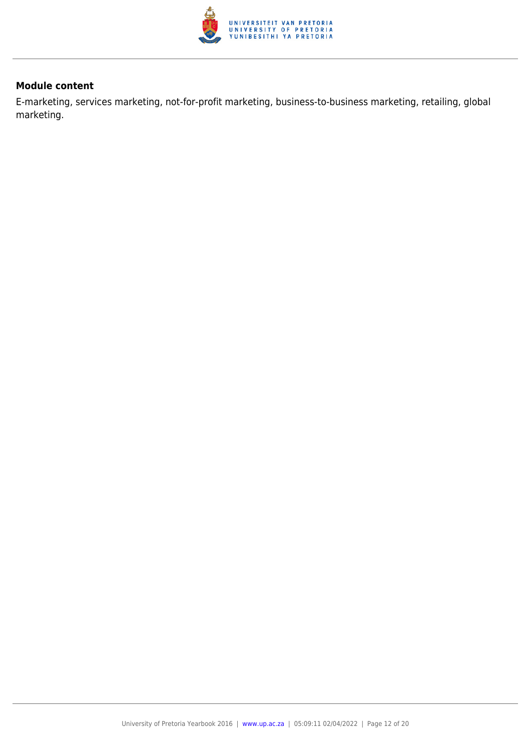**Module content**

E-marketing, services marketing, not-for-profit marketing, business-to-business marketing, retailing, global marketing.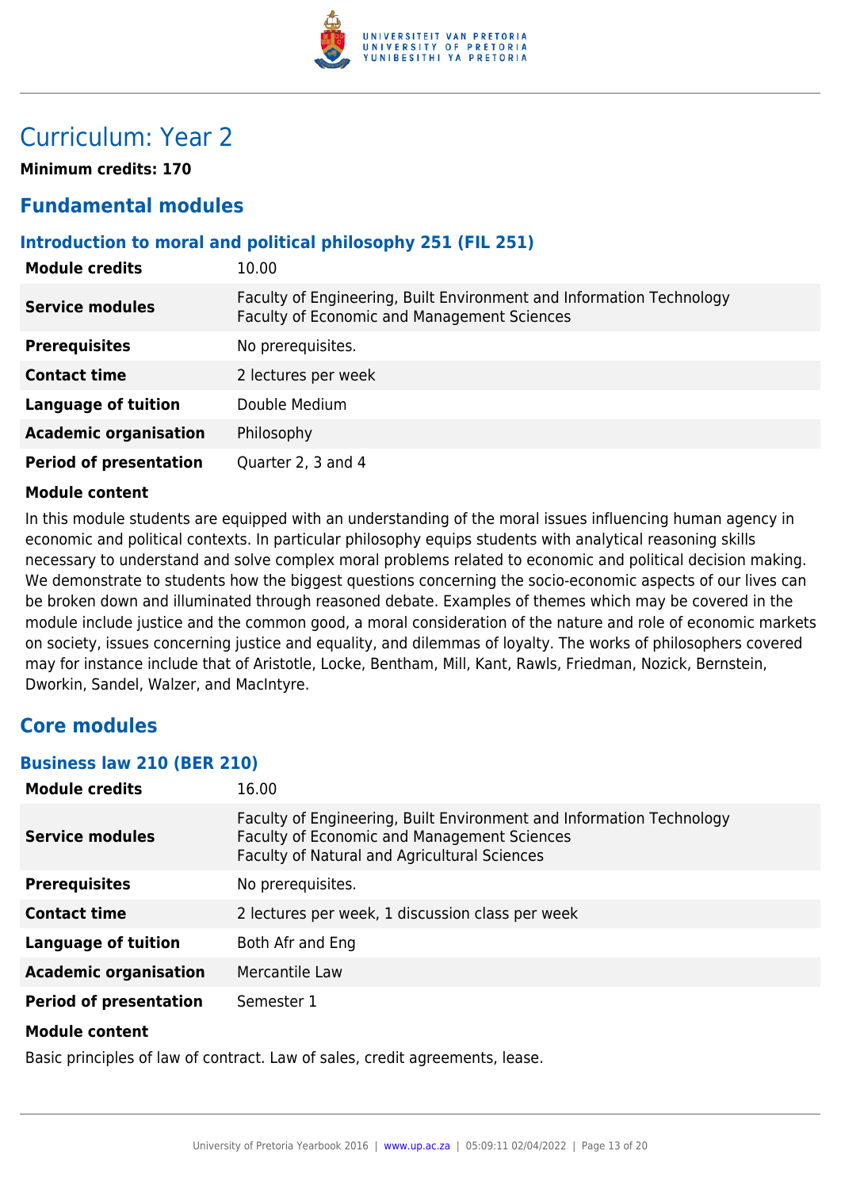# Curriculum: Year 2

**Minimum credits: 170**

## Fundamental modules

### Introduction to moral and political philosophy 251 (FIL 251)

| | |
|---|---|
| **Module credits** | 10.00 |
| **Service modules** | Faculty of Engineering, Built Environment and Information Technology<br>Faculty of Economic and Management Sciences |
| **Prerequisites** | No prerequisites. |
| **Contact time** | 2 lectures per week |
| **Language of tuition** | Double Medium |
| **Academic organisation** | Philosophy |
| **Period of presentation** | Quarter 2, 3 and 4 |

**Module content**

In this module students are equipped with an understanding of the moral issues influencing human agency in economic and political contexts. In particular philosophy equips students with analytical reasoning skills necessary to understand and solve complex moral problems related to economic and political decision making. We demonstrate to students how the biggest questions concerning the socio-economic aspects of our lives can be broken down and illuminated through reasoned debate. Examples of themes which may be covered in the module include justice and the common good, a moral consideration of the nature and role of economic markets on society, issues concerning justice and equality, and dilemmas of loyalty. The works of philosophers covered may for instance include that of Aristotle, Locke, Bentham, Mill, Kant, Rawls, Friedman, Nozick, Bernstein, Dworkin, Sandel, Walzer, and MacIntyre.

## Core modules

### Business law 210 (BER 210)

| | |
|---|---|
| **Module credits** | 16.00 |
| **Service modules** | Faculty of Engineering, Built Environment and Information Technology<br>Faculty of Economic and Management Sciences<br>Faculty of Natural and Agricultural Sciences |
| **Prerequisites** | No prerequisites. |
| **Contact time** | 2 lectures per week, 1 discussion class per week |
| **Language of tuition** | Both Afr and Eng |
| **Academic organisation** | Mercantile Law |
| **Period of presentation** | Semester 1 |

**Module content**

Basic principles of law of contract. Law of sales, credit agreements, lease.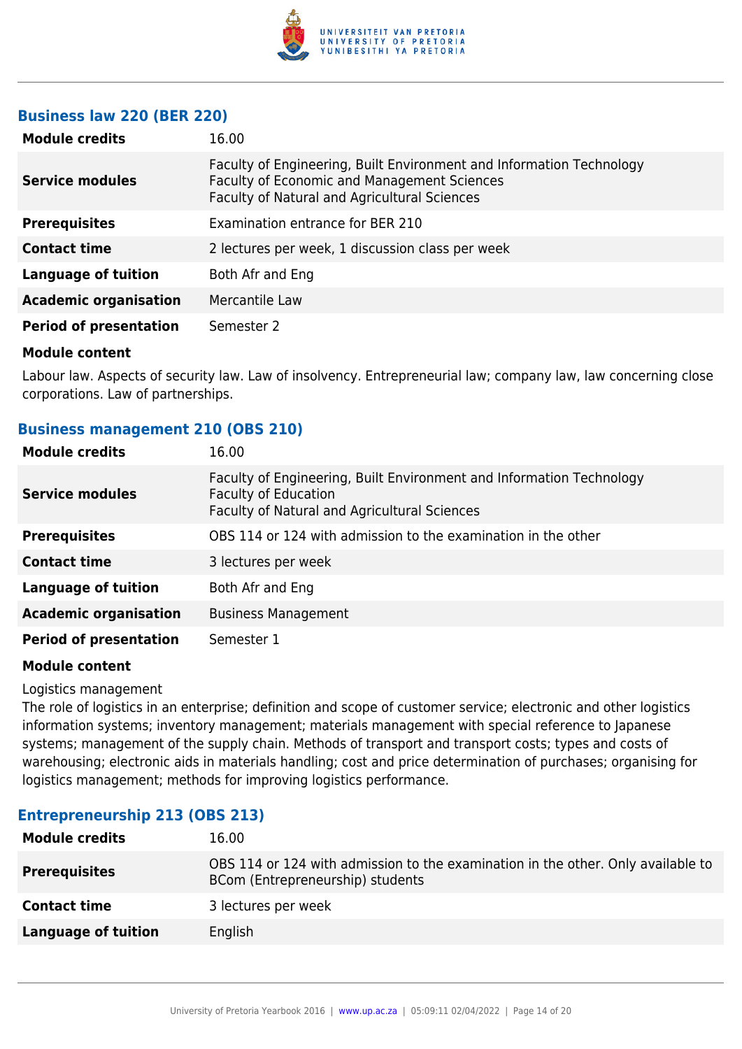### Business law 220 (BER 220)

| | |
|---|---|
| **Module credits** | 16.00 |
| **Service modules** | Faculty of Engineering, Built Environment and Information Technology<br>Faculty of Economic and Management Sciences<br>Faculty of Natural and Agricultural Sciences |
| **Prerequisites** | Examination entrance for BER 210 |
| **Contact time** | 2 lectures per week, 1 discussion class per week |
| **Language of tuition** | Both Afr and Eng |
| **Academic organisation** | Mercantile Law |
| **Period of presentation** | Semester 2 |

**Module content**

Labour law. Aspects of security law. Law of insolvency. Entrepreneurial law; company law, law concerning close corporations. Law of partnerships.

### Business management 210 (OBS 210)

| | |
|---|---|
| **Module credits** | 16.00 |
| **Service modules** | Faculty of Engineering, Built Environment and Information Technology<br>Faculty of Education<br>Faculty of Natural and Agricultural Sciences |
| **Prerequisites** | OBS 114 or 124 with admission to the examination in the other |
| **Contact time** | 3 lectures per week |
| **Language of tuition** | Both Afr and Eng |
| **Academic organisation** | Business Management |
| **Period of presentation** | Semester 1 |

**Module content**

Logistics management

The role of logistics in an enterprise; definition and scope of customer service; electronic and other logistics information systems; inventory management; materials management with special reference to Japanese systems; management of the supply chain. Methods of transport and transport costs; types and costs of warehousing; electronic aids in materials handling; cost and price determination of purchases; organising for logistics management; methods for improving logistics performance.

### Entrepreneurship 213 (OBS 213)

| | |
|---|---|
| **Module credits** | 16.00 |
| **Prerequisites** | OBS 114 or 124 with admission to the examination in the other. Only available to BCom (Entrepreneurship) students |
| **Contact time** | 3 lectures per week |
| **Language of tuition** | English |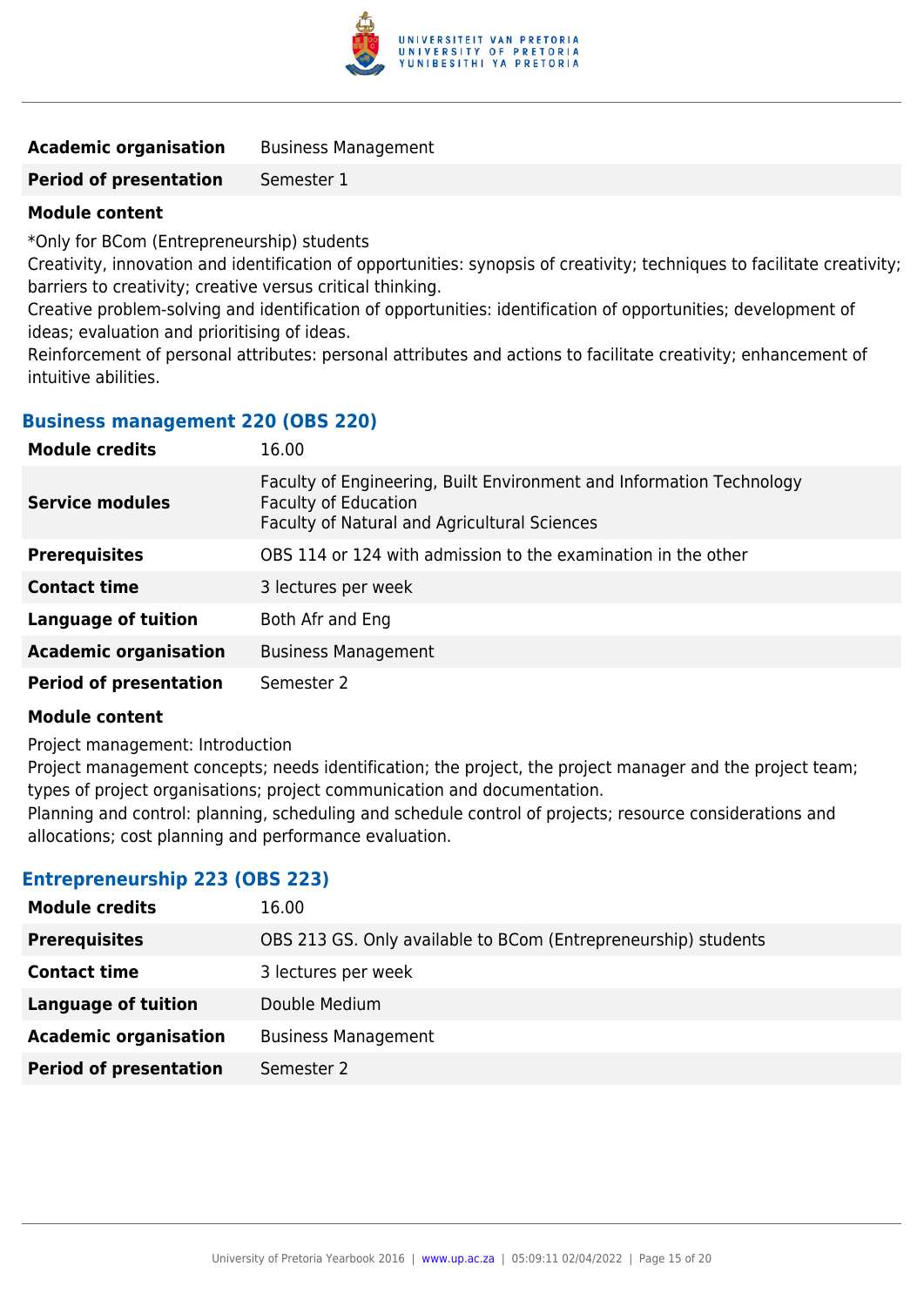| | |
|---|---|
| **Academic organisation** | Business Management |
| **Period of presentation** | Semester 1 |

**Module content**

*Only for BCom (Entrepreneurship) students
Creativity, innovation and identification of opportunities: synopsis of creativity; techniques to facilitate creativity; barriers to creativity; creative versus critical thinking.
Creative problem-solving and identification of opportunities: identification of opportunities; development of ideas; evaluation and prioritising of ideas.
Reinforcement of personal attributes: personal attributes and actions to facilitate creativity; enhancement of intuitive abilities.

### Business management 220 (OBS 220)

| | |
|---|---|
| **Module credits** | 16.00 |
| **Service modules** | Faculty of Engineering, Built Environment and Information Technology<br>Faculty of Education<br>Faculty of Natural and Agricultural Sciences |
| **Prerequisites** | OBS 114 or 124 with admission to the examination in the other |
| **Contact time** | 3 lectures per week |
| **Language of tuition** | Both Afr and Eng |
| **Academic organisation** | Business Management |
| **Period of presentation** | Semester 2 |

**Module content**

Project management: Introduction
Project management concepts; needs identification; the project, the project manager and the project team; types of project organisations; project communication and documentation.
Planning and control: planning, scheduling and schedule control of projects; resource considerations and allocations; cost planning and performance evaluation.

### Entrepreneurship 223 (OBS 223)

| | |
|---|---|
| **Module credits** | 16.00 |
| **Prerequisites** | OBS 213 GS. Only available to BCom (Entrepreneurship) students |
| **Contact time** | 3 lectures per week |
| **Language of tuition** | Double Medium |
| **Academic organisation** | Business Management |
| **Period of presentation** | Semester 2 |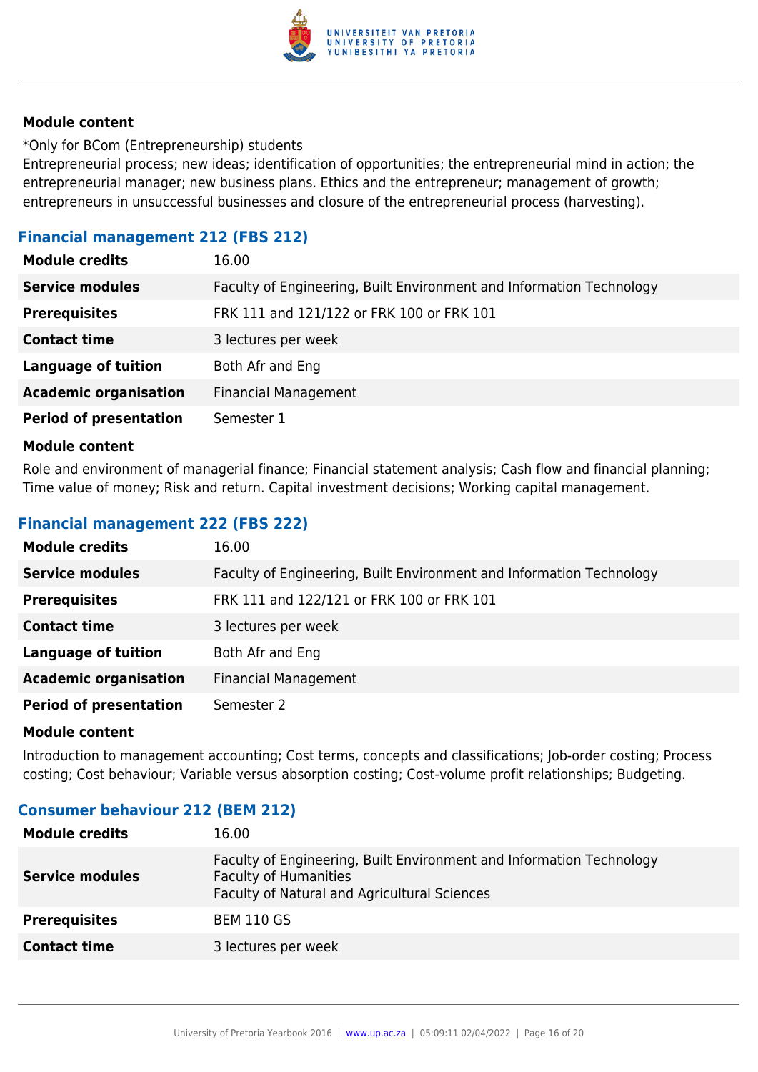#### Module content

*Only for BCom (Entrepreneurship) students
Entrepreneurial process; new ideas; identification of opportunities; the entrepreneurial mind in action; the entrepreneurial manager; new business plans. Ethics and the entrepreneur; management of growth; entrepreneurs in unsuccessful businesses and closure of the entrepreneurial process (harvesting).

### Financial management 212 (FBS 212)

| | |
|---|---|
| **Module credits** | 16.00 |
| **Service modules** | Faculty of Engineering, Built Environment and Information Technology |
| **Prerequisites** | FRK 111 and 121/122 or FRK 100 or FRK 101 |
| **Contact time** | 3 lectures per week |
| **Language of tuition** | Both Afr and Eng |
| **Academic organisation** | Financial Management |
| **Period of presentation** | Semester 1 |

#### Module content

Role and environment of managerial finance; Financial statement analysis; Cash flow and financial planning; Time value of money; Risk and return. Capital investment decisions; Working capital management.

### Financial management 222 (FBS 222)

| | |
|---|---|
| **Module credits** | 16.00 |
| **Service modules** | Faculty of Engineering, Built Environment and Information Technology |
| **Prerequisites** | FRK 111 and 122/121 or FRK 100 or FRK 101 |
| **Contact time** | 3 lectures per week |
| **Language of tuition** | Both Afr and Eng |
| **Academic organisation** | Financial Management |
| **Period of presentation** | Semester 2 |

#### Module content

Introduction to management accounting; Cost terms, concepts and classifications; Job-order costing; Process costing; Cost behaviour; Variable versus absorption costing; Cost-volume profit relationships; Budgeting.

### Consumer behaviour 212 (BEM 212)

| | |
|---|---|
| **Module credits** | 16.00 |
| **Service modules** | Faculty of Engineering, Built Environment and Information Technology<br>Faculty of Humanities<br>Faculty of Natural and Agricultural Sciences |
| **Prerequisites** | BEM 110 GS |
| **Contact time** | 3 lectures per week |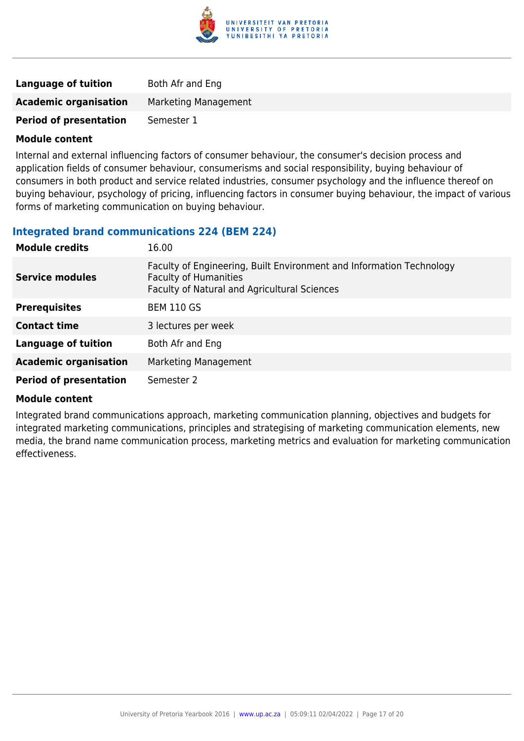| | |
|---|---|
| **Language of tuition** | Both Afr and Eng |
| **Academic organisation** | Marketing Management |
| **Period of presentation** | Semester 1 |

**Module content**

Internal and external influencing factors of consumer behaviour, the consumer's decision process and application fields of consumer behaviour, consumerisms and social responsibility, buying behaviour of consumers in both product and service related industries, consumer psychology and the influence thereof on buying behaviour, psychology of pricing, influencing factors in consumer buying behaviour, the impact of various forms of marketing communication on buying behaviour.

### Integrated brand communications 224 (BEM 224)

| | |
|---|---|
| **Module credits** | 16.00 |
| **Service modules** | Faculty of Engineering, Built Environment and Information Technology<br>Faculty of Humanities<br>Faculty of Natural and Agricultural Sciences |
| **Prerequisites** | BEM 110 GS |
| **Contact time** | 3 lectures per week |
| **Language of tuition** | Both Afr and Eng |
| **Academic organisation** | Marketing Management |
| **Period of presentation** | Semester 2 |

**Module content**

Integrated brand communications approach, marketing communication planning, objectives and budgets for integrated marketing communications, principles and strategising of marketing communication elements, new media, the brand name communication process, marketing metrics and evaluation for marketing communication effectiveness.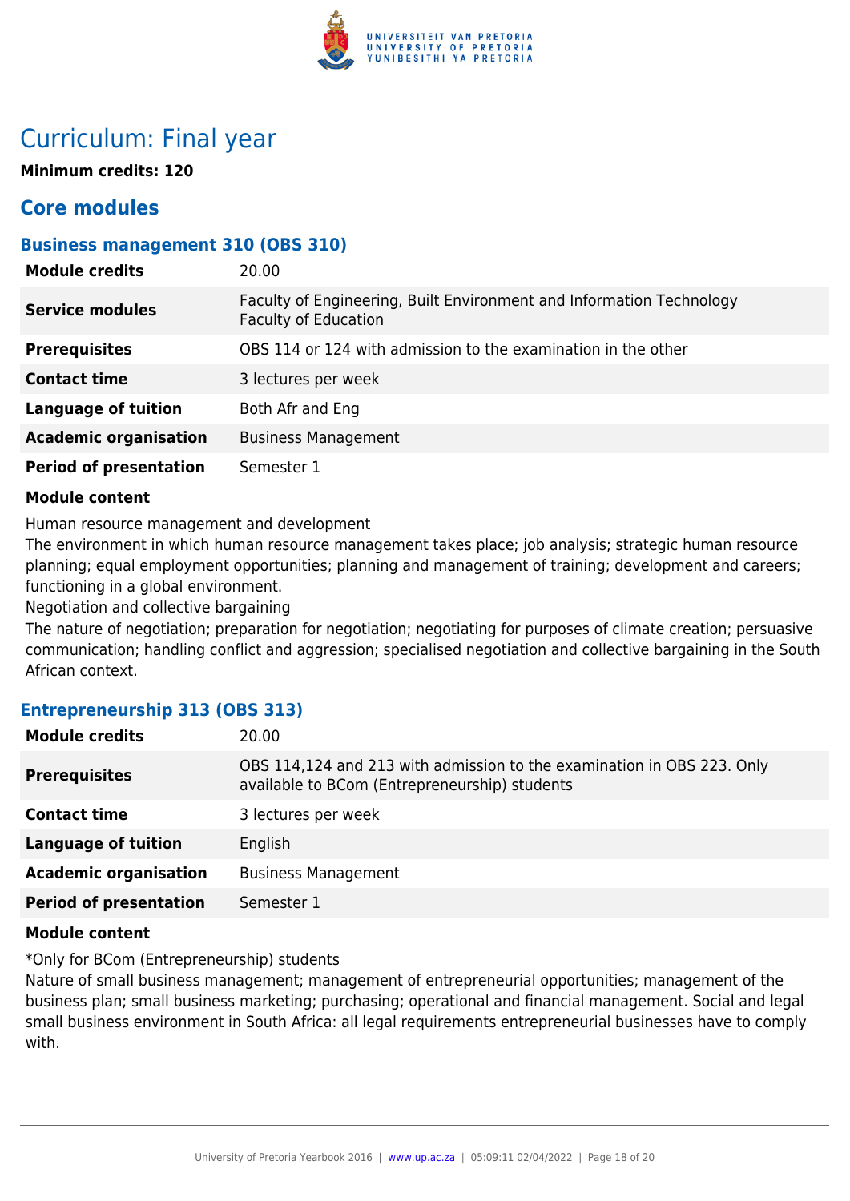# Curriculum: Final year

**Minimum credits: 120**

## Core modules

### Business management 310 (OBS 310)

| | |
|---|---|
| **Module credits** | 20.00 |
| **Service modules** | Faculty of Engineering, Built Environment and Information Technology<br>Faculty of Education |
| **Prerequisites** | OBS 114 or 124 with admission to the examination in the other |
| **Contact time** | 3 lectures per week |
| **Language of tuition** | Both Afr and Eng |
| **Academic organisation** | Business Management |
| **Period of presentation** | Semester 1 |

**Module content**

Human resource management and development

The environment in which human resource management takes place; job analysis; strategic human resource planning; equal employment opportunities; planning and management of training; development and careers; functioning in a global environment.

Negotiation and collective bargaining

The nature of negotiation; preparation for negotiation; negotiating for purposes of climate creation; persuasive communication; handling conflict and aggression; specialised negotiation and collective bargaining in the South African context.

### Entrepreneurship 313 (OBS 313)

| | |
|---|---|
| **Module credits** | 20.00 |
| **Prerequisites** | OBS 114,124 and 213 with admission to the examination in OBS 223. Only available to BCom (Entrepreneurship) students |
| **Contact time** | 3 lectures per week |
| **Language of tuition** | English |
| **Academic organisation** | Business Management |
| **Period of presentation** | Semester 1 |

**Module content**

*Only for BCom (Entrepreneurship) students

Nature of small business management; management of entrepreneurial opportunities; management of the business plan; small business marketing; purchasing; operational and financial management. Social and legal small business environment in South Africa: all legal requirements entrepreneurial businesses have to comply with.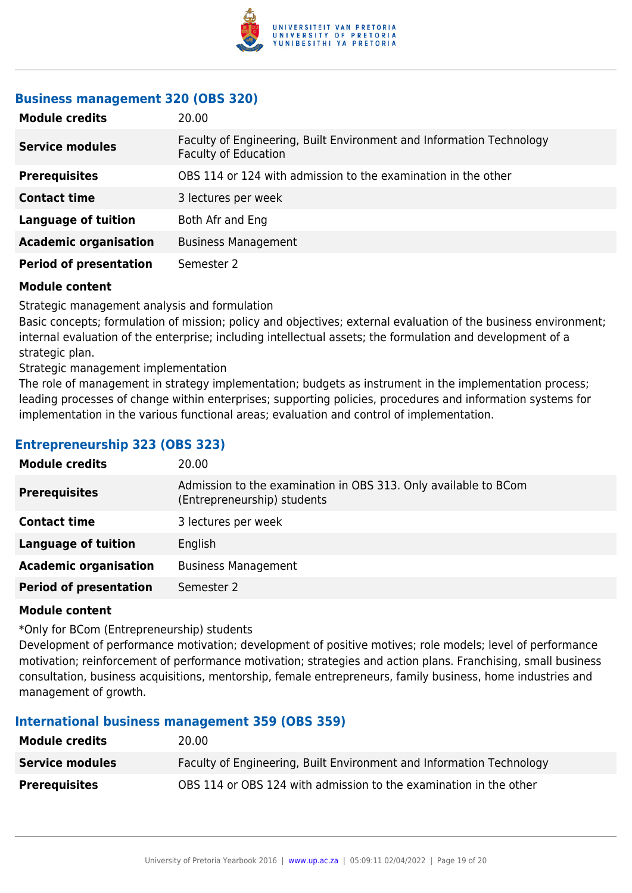### Business management 320 (OBS 320)

| | |
|---|---|
| **Module credits** | 20.00 |
| **Service modules** | Faculty of Engineering, Built Environment and Information Technology<br>Faculty of Education |
| **Prerequisites** | OBS 114 or 124 with admission to the examination in the other |
| **Contact time** | 3 lectures per week |
| **Language of tuition** | Both Afr and Eng |
| **Academic organisation** | Business Management |
| **Period of presentation** | Semester 2 |

**Module content**

Strategic management analysis and formulation
Basic concepts; formulation of mission; policy and objectives; external evaluation of the business environment; internal evaluation of the enterprise; including intellectual assets; the formulation and development of a strategic plan.
Strategic management implementation
The role of management in strategy implementation; budgets as instrument in the implementation process; leading processes of change within enterprises; supporting policies, procedures and information systems for implementation in the various functional areas; evaluation and control of implementation.

### Entrepreneurship 323 (OBS 323)

| | |
|---|---|
| **Module credits** | 20.00 |
| **Prerequisites** | Admission to the examination in OBS 313. Only available to BCom (Entrepreneurship) students |
| **Contact time** | 3 lectures per week |
| **Language of tuition** | English |
| **Academic organisation** | Business Management |
| **Period of presentation** | Semester 2 |

**Module content**

*Only for BCom (Entrepreneurship) students
Development of performance motivation; development of positive motives; role models; level of performance motivation; reinforcement of performance motivation; strategies and action plans. Franchising, small business consultation, business acquisitions, mentorship, female entrepreneurs, family business, home industries and management of growth.

### International business management 359 (OBS 359)

| | |
|---|---|
| **Module credits** | 20.00 |
| **Service modules** | Faculty of Engineering, Built Environment and Information Technology |
| **Prerequisites** | OBS 114 or OBS 124 with admission to the examination in the other |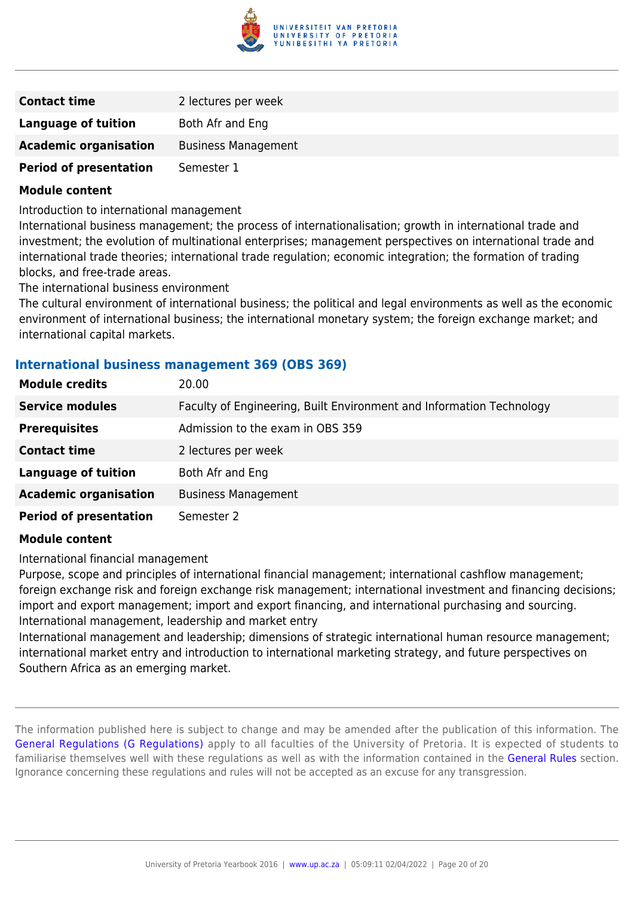| | |
|---|---|
| **Contact time** | 2 lectures per week |
| **Language of tuition** | Both Afr and Eng |
| **Academic organisation** | Business Management |
| **Period of presentation** | Semester 1 |

**Module content**

Introduction to international management
International business management; the process of internationalisation; growth in international trade and investment; the evolution of multinational enterprises; management perspectives on international trade and international trade theories; international trade regulation; economic integration; the formation of trading blocks, and free-trade areas.
The international business environment
The cultural environment of international business; the political and legal environments as well as the economic environment of international business; the international monetary system; the foreign exchange market; and international capital markets.

### International business management 369 (OBS 369)

| | |
|---|---|
| **Module credits** | 20.00 |
| **Service modules** | Faculty of Engineering, Built Environment and Information Technology |
| **Prerequisites** | Admission to the exam in OBS 359 |
| **Contact time** | 2 lectures per week |
| **Language of tuition** | Both Afr and Eng |
| **Academic organisation** | Business Management |
| **Period of presentation** | Semester 2 |

**Module content**

International financial management
Purpose, scope and principles of international financial management; international cashflow management; foreign exchange risk and foreign exchange risk management; international investment and financing decisions; import and export management; import and export financing, and international purchasing and sourcing.
International management, leadership and market entry
International management and leadership; dimensions of strategic international human resource management; international market entry and introduction to international marketing strategy, and future perspectives on Southern Africa as an emerging market.

The information published here is subject to change and may be amended after the publication of this information. The General Regulations (G Regulations) apply to all faculties of the University of Pretoria. It is expected of students to familiarise themselves well with these regulations as well as with the information contained in the General Rules section. Ignorance concerning these regulations and rules will not be accepted as an excuse for any transgression.